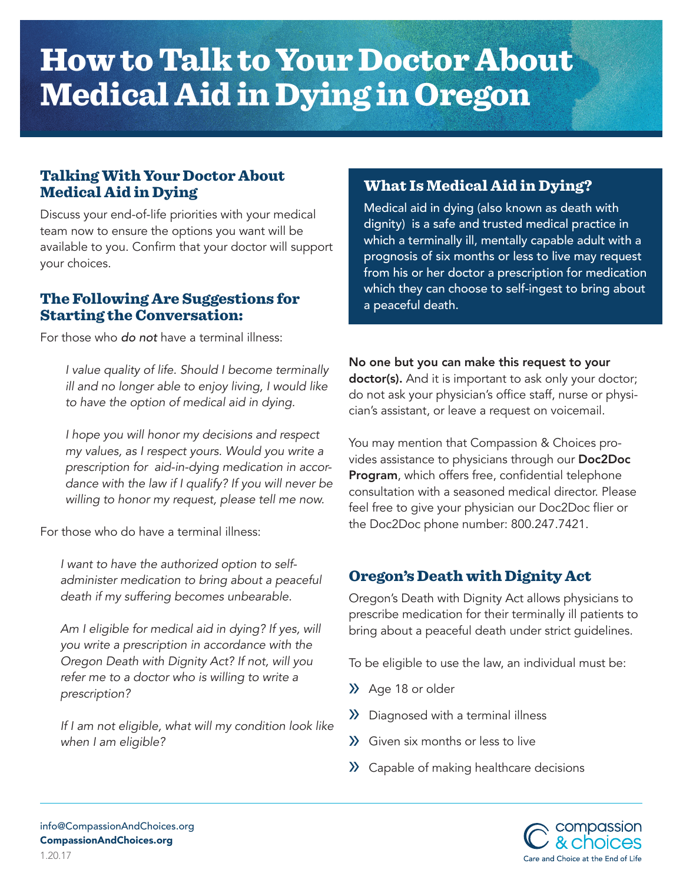# How to Talk to Your Doctor About Medical Aid in Dying in Oregon

## Talking With Your Doctor About Medical Aid in Dying

Discuss your end-of-life priorities with your medical team now to ensure the options you want will be available to you. Confirm that your doctor will support your choices.

## The Following Are Suggestions for Starting the Conversation:

For those who *do not* have a terminal illness:

> *I value quality of life. Should I become terminally ill and no longer able to enjoy living, I would like to have the option of medical aid in dying.*
>
> *I hope you will honor my decisions and respect my values, as I respect yours. Would you write a prescription for aid-in-dying medication in accordance with the law if I qualify? If you will never be willing to honor my request, please tell me now.*

For those who do have a terminal illness:

> *I want to have the authorized option to self-administer medication to bring about a peaceful death if my suffering becomes unbearable.*
>
> *Am I eligible for medical aid in dying? If yes, will you write a prescription in accordance with the Oregon Death with Dignity Act? If not, will you refer me to a doctor who is willing to write a prescription?*
>
> *If I am not eligible, what will my condition look like when I am eligible?*

## What Is Medical Aid in Dying?

Medical aid in dying (also known as death with dignity) is a safe and trusted medical practice in which a terminally ill, mentally capable adult with a prognosis of six months or less to live may request from his or her doctor a prescription for medication which they can choose to self-ingest to bring about a peaceful death.

**No one but you can make this request to your doctor(s).** And it is important to ask only your doctor; do not ask your physician's office staff, nurse or physician's assistant, or leave a request on voicemail.

You may mention that Compassion & Choices provides assistance to physicians through our **Doc2Doc Program**, which offers free, confidential telephone consultation with a seasoned medical director. Please feel free to give your physician our Doc2Doc flier or the Doc2Doc phone number: 800.247.7421.

## Oregon's Death with Dignity Act

Oregon's Death with Dignity Act allows physicians to prescribe medication for their terminally ill patients to bring about a peaceful death under strict guidelines.

To be eligible to use the law, an individual must be:

- Age 18 or older
- Diagnosed with a terminal illness
- Given six months or less to live
- Capable of making healthcare decisions

info@CompassionAndChoices.org
**CompassionAndChoices.org**
1.20.17

compassion & choices
Care and Choice at the End of Life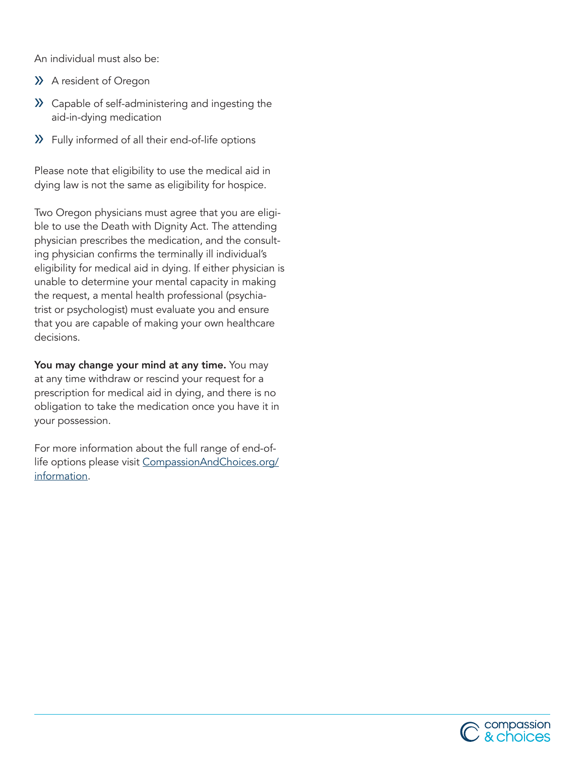An individual must also be:

- A resident of Oregon
- Capable of self-administering and ingesting the aid-in-dying medication
- Fully informed of all their end-of-life options

Please note that eligibility to use the medical aid in dying law is not the same as eligibility for hospice.

Two Oregon physicians must agree that you are eligible to use the Death with Dignity Act. The attending physician prescribes the medication, and the consulting physician confirms the terminally ill individual's eligibility for medical aid in dying. If either physician is unable to determine your mental capacity in making the request, a mental health professional (psychiatrist or psychologist) must evaluate you and ensure that you are capable of making your own healthcare decisions.

**You may change your mind at any time.** You may at any time withdraw or rescind your request for a prescription for medical aid in dying, and there is no obligation to take the medication once you have it in your possession.

For more information about the full range of end-of-life options please visit [CompassionAndChoices.org/information](CompassionAndChoices.org/information).